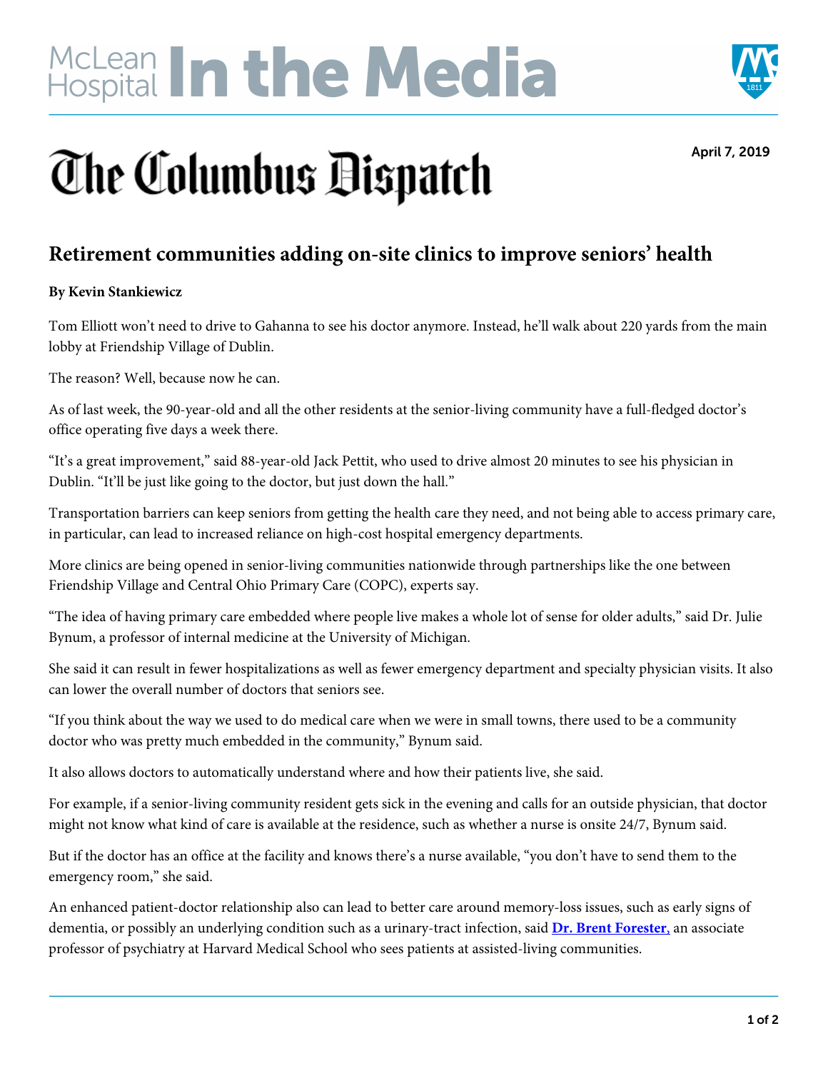# McLean Hospital In the Media

## The Columbus Dispatch

April 7, 2019

## Retirement communities adding on-site clinics to improve seniors' health

**By Kevin Stankiewicz**

Tom Elliott won't need to drive to Gahanna to see his doctor anymore. Instead, he'll walk about 220 yards from the main lobby at Friendship Village of Dublin.

The reason? Well, because now he can.

As of last week, the 90-year-old and all the other residents at the senior-living community have a full-fledged doctor's office operating five days a week there.

"It's a great improvement," said 88-year-old Jack Pettit, who used to drive almost 20 minutes to see his physician in Dublin. "It'll be just like going to the doctor, but just down the hall."

Transportation barriers can keep seniors from getting the health care they need, and not being able to access primary care, in particular, can lead to increased reliance on high-cost hospital emergency departments.

More clinics are being opened in senior-living communities nationwide through partnerships like the one between Friendship Village and Central Ohio Primary Care (COPC), experts say.

"The idea of having primary care embedded where people live makes a whole lot of sense for older adults," said Dr. Julie Bynum, a professor of internal medicine at the University of Michigan.

She said it can result in fewer hospitalizations as well as fewer emergency department and specialty physician visits. It also can lower the overall number of doctors that seniors see.

"If you think about the way we used to do medical care when we were in small towns, there used to be a community doctor who was pretty much embedded in the community," Bynum said.

It also allows doctors to automatically understand where and how their patients live, she said.

For example, if a senior-living community resident gets sick in the evening and calls for an outside physician, that doctor might not know what kind of care is available at the residence, such as whether a nurse is onsite 24/7, Bynum said.

But if the doctor has an office at the facility and knows there's a nurse available, "you don't have to send them to the emergency room," she said.

An enhanced patient-doctor relationship also can lead to better care around memory-loss issues, such as early signs of dementia, or possibly an underlying condition such as a urinary-tract infection, said **Dr. Brent Forester,** an associate professor of psychiatry at Harvard Medical School who sees patients at assisted-living communities.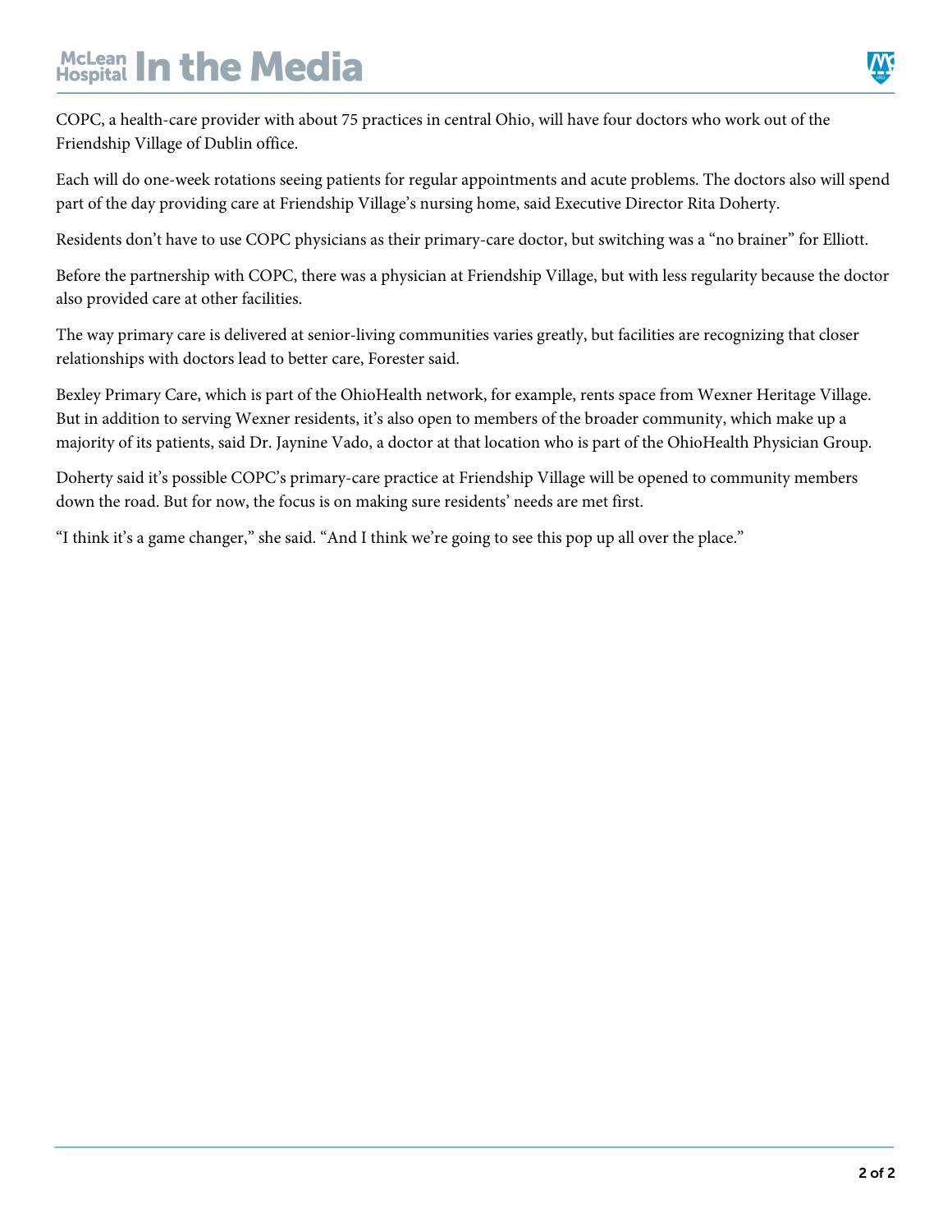COPC, a health-care provider with about 75 practices in central Ohio, will have four doctors who work out of the Friendship Village of Dublin office.

Each will do one-week rotations seeing patients for regular appointments and acute problems. The doctors also will spend part of the day providing care at Friendship Village's nursing home, said Executive Director Rita Doherty.

Residents don't have to use COPC physicians as their primary-care doctor, but switching was a "no brainer" for Elliott.

Before the partnership with COPC, there was a physician at Friendship Village, but with less regularity because the doctor also provided care at other facilities.

The way primary care is delivered at senior-living communities varies greatly, but facilities are recognizing that closer relationships with doctors lead to better care, Forester said.

Bexley Primary Care, which is part of the OhioHealth network, for example, rents space from Wexner Heritage Village. But in addition to serving Wexner residents, it's also open to members of the broader community, which make up a majority of its patients, said Dr. Jaynine Vado, a doctor at that location who is part of the OhioHealth Physician Group.

Doherty said it's possible COPC's primary-care practice at Friendship Village will be opened to community members down the road. But for now, the focus is on making sure residents' needs are met first.

"I think it's a game changer," she said. "And I think we're going to see this pop up all over the place."